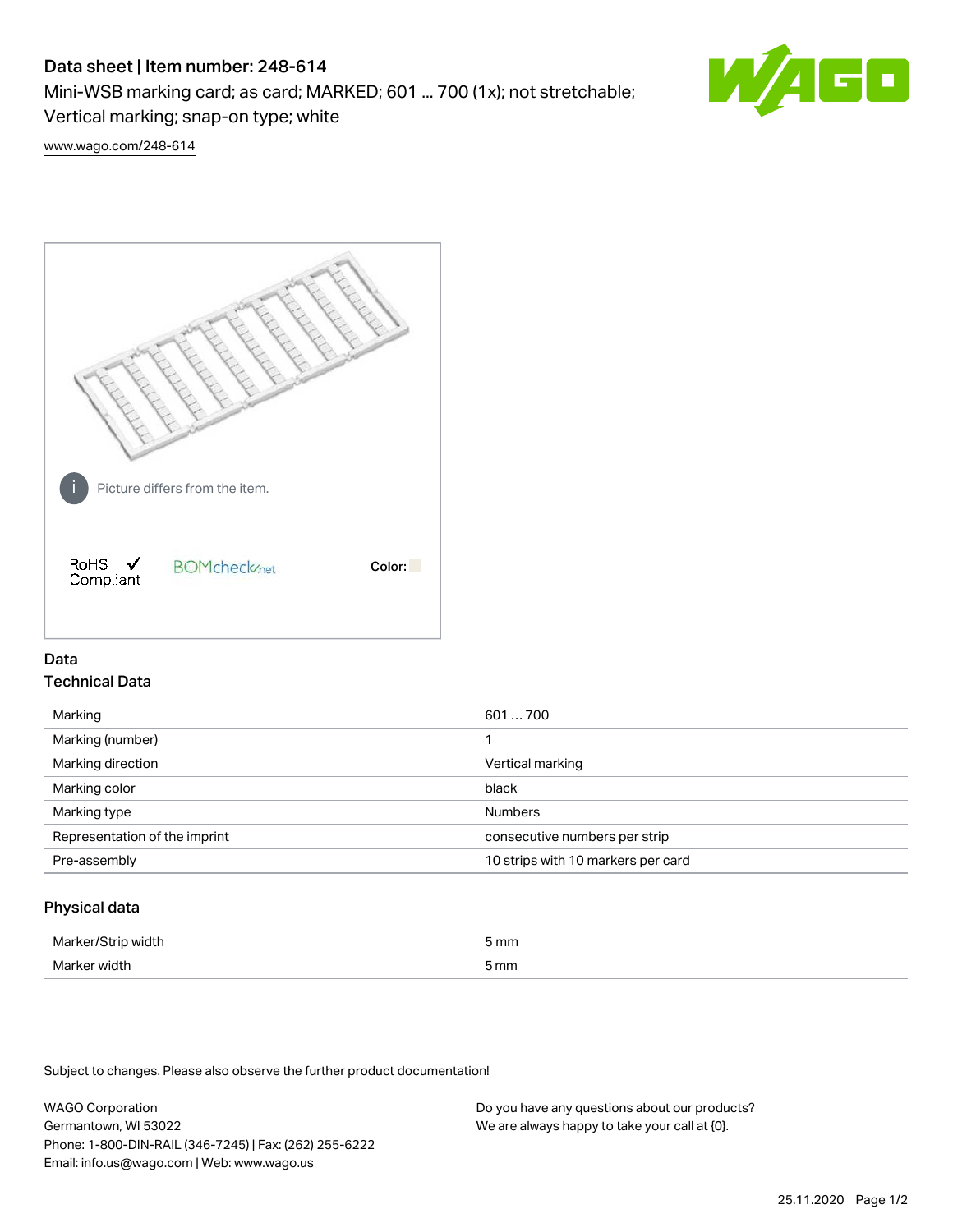# Data sheet | Item number: 248-614

Mini-WSB marking card; as card; MARKED; 601 ... 700 (1x); not stretchable; Vertical marking; snap-on type; white

www.wago.com/248-614

Picture differs from the item.

RoHS ✓ Compliant BOMcheck.net Color:

## Data

### Technical Data

| | |
|---|---|
| Marking | 601 … 700 |
| Marking (number) | 1 |
| Marking direction | Vertical marking |
| Marking color | black |
| Marking type | Numbers |
| Representation of the imprint | consecutive numbers per strip |
| Pre-assembly | 10 strips with 10 markers per card |

### Physical data

| | |
|---|---|
| Marker/Strip width | 5 mm |
| Marker width | 5 mm |

Subject to changes. Please also observe the further product documentation!

WAGO Corporation
Germantown, WI 53022
Phone: 1-800-DIN-RAIL (346-7245) | Fax: (262) 255-6222
Email: info.us@wago.com | Web: www.wago.us

Do you have any questions about our products?
We are always happy to take your call at {0}.

25.11.2020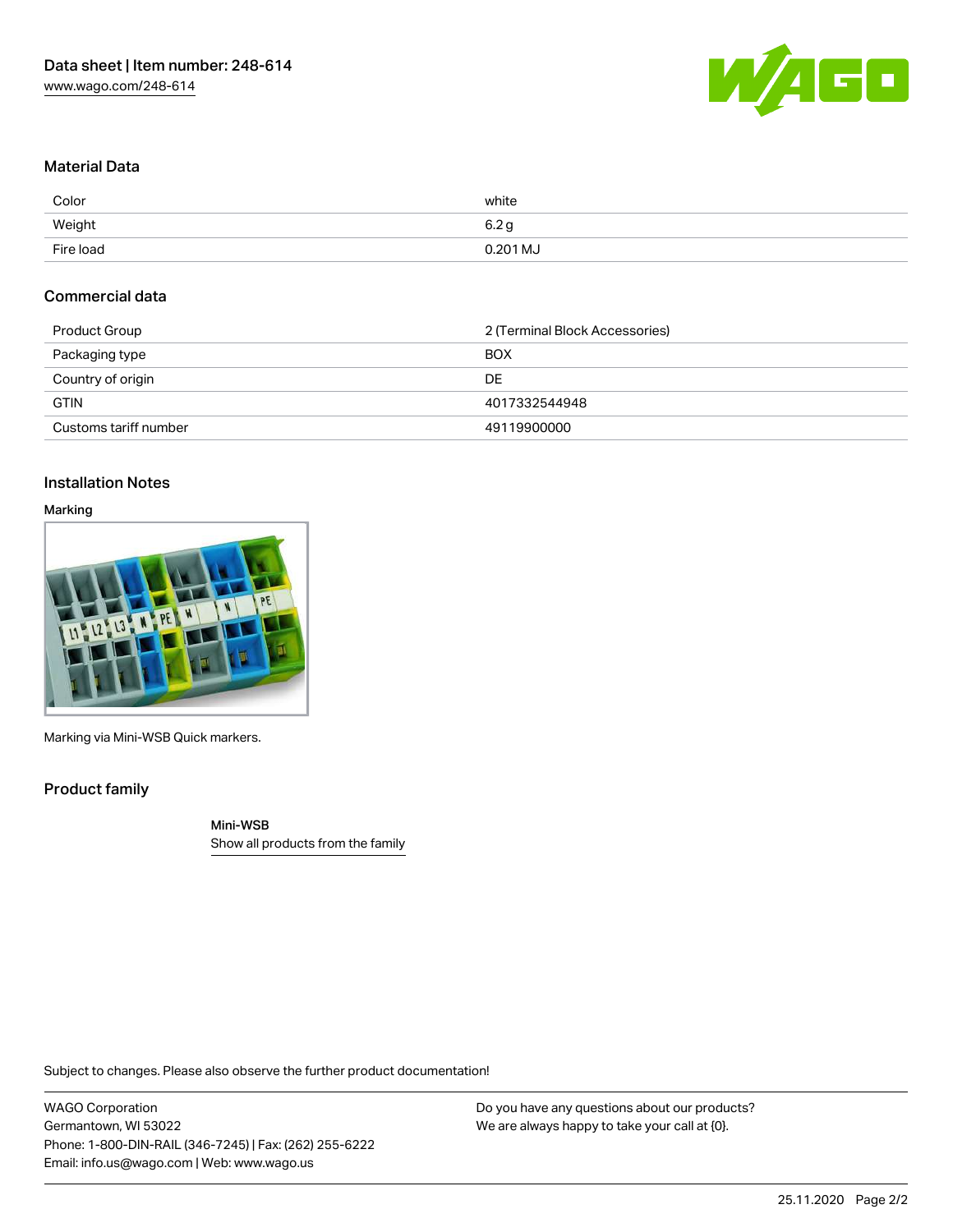## Material Data

| | |
|---|---|
| Color | white |
| Weight | 6.2 g |
| Fire load | 0.201 MJ |

## Commercial data

| | |
|---|---|
| Product Group | 2 (Terminal Block Accessories) |
| Packaging type | BOX |
| Country of origin | DE |
| GTIN | 4017332544948 |
| Customs tariff number | 49119900000 |

## Installation Notes

### Marking

Marking via Mini-WSB Quick markers.

## Product family

Mini-WSB
Show all products from the family

Subject to changes. Please also observe the further product documentation!

WAGO Corporation
Germantown, WI 53022
Phone: 1-800-DIN-RAIL (346-7245) | Fax: (262) 255-6222
Email: info.us@wago.com | Web: www.wago.us

Do you have any questions about our products?
We are always happy to take your call at {0}.